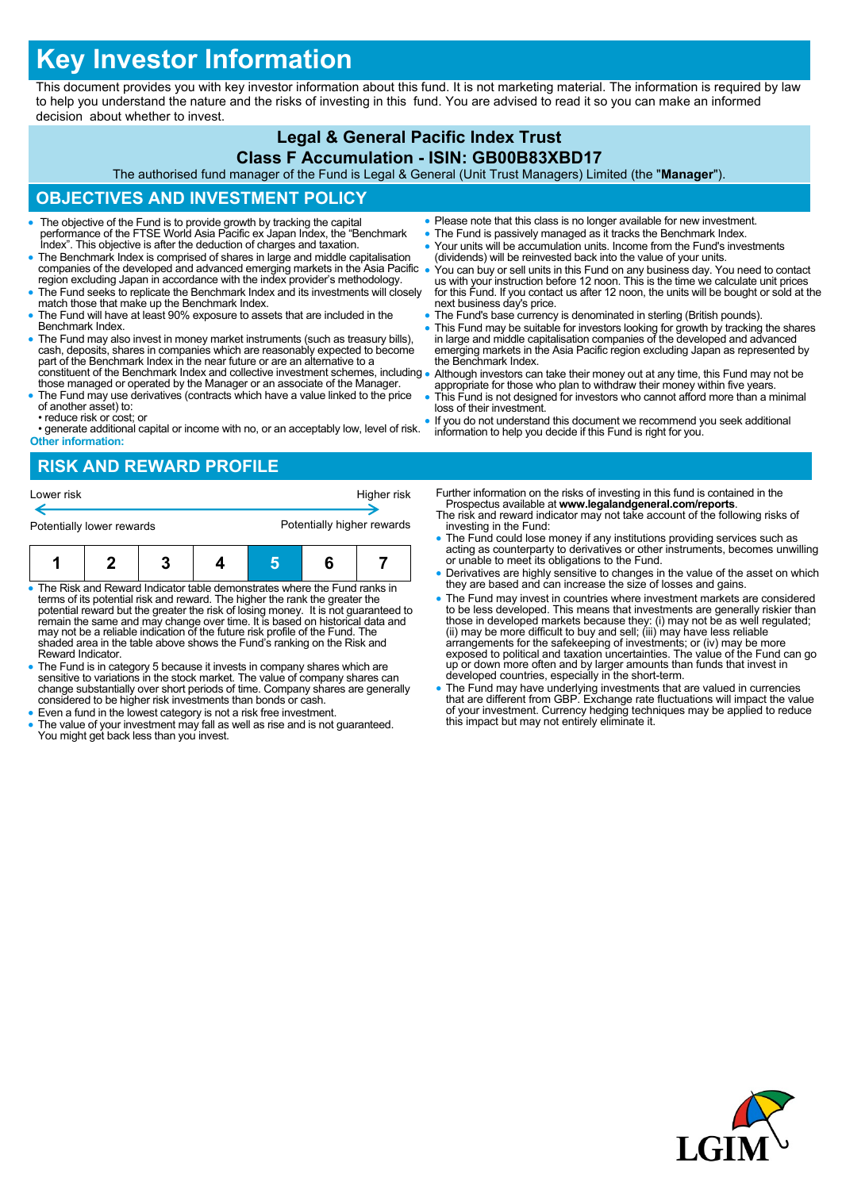# Key Investor Information

This document provides you with key investor information about this fund. It is not marketing material. The information is required by law to help you understand the nature and the risks of investing in this fund. You are advised to read it so you can make an informed decision about whether to invest.

## Legal & General Pacific Index Trust

## Class F Accumulation - ISIN: GB00B83XBD17

The authorised fund manager of the Fund is Legal & General (Unit Trust Managers) Limited (the "**Manager**").

## OBJECTIVES AND INVESTMENT POLICY

- The objective of the Fund is to provide growth by tracking the capital performance of the FTSE World Asia Pacific ex Japan Index, the "Benchmark Index". This objective is after the deduction of charges and taxation.
- The Benchmark Index is comprised of shares in large and middle capitalisation companies of the developed and advanced emerging markets in the Asia Pacific region excluding Japan in accordance with the index provider's methodology.
- The Fund seeks to replicate the Benchmark Index and its investments will closely match those that make up the Benchmark Index.
- The Fund will have at least 90% exposure to assets that are included in the Benchmark Index.
- The Fund may also invest in money market instruments (such as treasury bills), cash, deposits, shares in companies which are reasonably expected to become part of the Benchmark Index in the near future or are an alternative to a constituent of the Benchmark Index and collective investment schemes, including those managed or operated by the Manager or an associate of the Manager.
- The Fund may use derivatives (contracts which have a value linked to the price of another asset) to:
  - • reduce risk or cost; or
  - • generate additional capital or income with no, or an acceptably low, level of risk.

**Other information:**

- Please note that this class is no longer available for new investment.
- The Fund is passively managed as it tracks the Benchmark Index.
- Your units will be accumulation units. Income from the Fund's investments (dividends) will be reinvested back into the value of your units.
- You can buy or sell units in this Fund on any business day. You need to contact us with your instruction before 12 noon. This is the time we calculate unit prices for this Fund. If you contact us after 12 noon, the units will be bought or sold at the next business day's price.
- The Fund's base currency is denominated in sterling (British pounds).
- This Fund may be suitable for investors looking for growth by tracking the shares in large and middle capitalisation companies of the developed and advanced emerging markets in the Asia Pacific region excluding Japan as represented by the Benchmark Index.
- Although investors can take their money out at any time, this Fund may not be appropriate for those who plan to withdraw their money within five years.
- This Fund is not designed for investors who cannot afford more than a minimal loss of their investment.
- If you do not understand this document we recommend you seek additional information to help you decide if this Fund is right for you.

## RISK AND REWARD PROFILE

Lower risk ← → Higher risk

Potentially lower rewards — Potentially higher rewards

| 1 | 2 | 3 | 4 | **5** | 6 | 7 |
|---|---|---|---|---|---|---|

- The Risk and Reward Indicator table demonstrates where the Fund ranks in terms of its potential risk and reward. The higher the rank the greater the potential reward but the greater the risk of losing money. It is not guaranteed to remain the same and may change over time. It is based on historical data and may not be a reliable indication of the future risk profile of the Fund. The shaded area in the table above shows the Fund's ranking on the Risk and Reward Indicator.
- The Fund is in category 5 because it invests in company shares which are sensitive to variations in the stock market. The value of company shares can change substantially over short periods of time. Company shares are generally considered to be higher risk investments than bonds or cash.
- Even a fund in the lowest category is not a risk free investment.
- The value of your investment may fall as well as rise and is not guaranteed. You might get back less than you invest.

Further information on the risks of investing in this fund is contained in the Prospectus available at **www.legalandgeneral.com/reports**.

The risk and reward indicator may not take account of the following risks of investing in the Fund:

- The Fund could lose money if any institutions providing services such as acting as counterparty to derivatives or other instruments, becomes unwilling or unable to meet its obligations to the Fund.
- Derivatives are highly sensitive to changes in the value of the asset on which they are based and can increase the size of losses and gains.
- The Fund may invest in countries where investment markets are considered to be less developed. This means that investments are generally riskier than those in developed markets because they: (i) may not be as well regulated; (ii) may be more difficult to buy and sell; (iii) may have less reliable arrangements for the safekeeping of investments; or (iv) may be more exposed to political and taxation uncertainties. The value of the Fund can go up or down more often and by larger amounts than funds that invest in developed countries, especially in the short-term.
- The Fund may have underlying investments that are valued in currencies that are different from GBP. Exchange rate fluctuations will impact the value of your investment. Currency hedging techniques may be applied to reduce this impact but may not entirely eliminate it.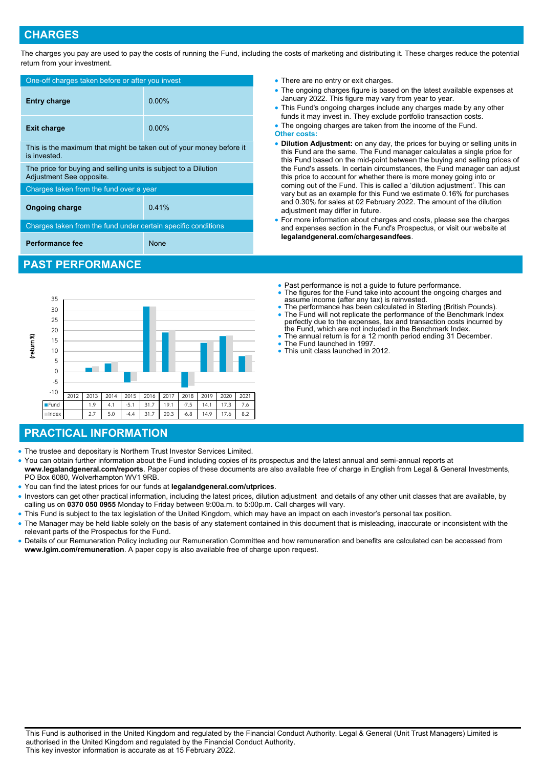## CHARGES

The charges you pay are used to pay the costs of running the Fund, including the costs of marketing and distributing it. These charges reduce the potential return from your investment.

| | |
|---|---|
| One-off charges taken before or after you invest | |
| **Entry charge** | 0.00% |
| **Exit charge** | 0.00% |
| This is the maximum that might be taken out of your money before it is invested. | |
| The price for buying and selling units is subject to a Dilution Adjustment See opposite. | |
| Charges taken from the fund over a year | |
| **Ongoing charge** | 0.41% |
| Charges taken from the fund under certain specific conditions | |
| **Performance fee** | None |

- There are no entry or exit charges.
- The ongoing charges figure is based on the latest available expenses at January 2022. This figure may vary from year to year.
- This Fund's ongoing charges include any charges made by any other funds it may invest in. They exclude portfolio transaction costs.
- The ongoing charges are taken from the income of the Fund.

**Other costs:**

- **Dilution Adjustment:** on any day, the prices for buying or selling units in this Fund are the same. The Fund manager calculates a single price for this Fund based on the mid-point between the buying and selling prices of the Fund's assets. In certain circumstances, the Fund manager can adjust this price to account for whether there is more money going into or coming out of the Fund. This is called a 'dilution adjustment'. This can vary but as an example for this Fund we estimate 0.16% for purchases and 0.30% for sales at 02 February 2022. The amount of the dilution adjustment may differ in future.
- For more information about charges and costs, please see the charges and expenses section in the Fund's Prospectus, or visit our website at **legalandgeneral.com/chargesandfees**.

## PAST PERFORMANCE

(return %)

35 30 25 20 15 10 5 0 -5 -10

2012 2013 2014 2015 2016 2017 2018 2019 2020 2021

Fund: 1.9 4.1 -5.1 31.7 19.1 -7.5 14.1 17.3 7.6

Index: 2.7 5.0 -4.4 31.7 20.3 -6.8 14.9 17.6 8.2

- Past performance is not a guide to future performance.
- The figures for the Fund take into account the ongoing charges and assume income (after any tax) is reinvested.
- The performance has been calculated in Sterling (British Pounds).
- The Fund will not replicate the performance of the Benchmark Index perfectly due to the expenses, tax and transaction costs incurred by the Fund, which are not included in the Benchmark Index.
- The annual return is for a 12 month period ending 31 December.
- The Fund launched in 1997.
- This unit class launched in 2012.

## PRACTICAL INFORMATION

- The trustee and depositary is Northern Trust Investor Services Limited.
- You can obtain further information about the Fund including copies of its prospectus and the latest annual and semi-annual reports at **www.legalandgeneral.com/reports**. Paper copies of these documents are also available free of charge in English from Legal & General Investments, PO Box 6080, Wolverhampton WV1 9RB.
- You can find the latest prices for our funds at **legalandgeneral.com/utprices**.
- Investors can get other practical information, including the latest prices, dilution adjustment and details of any other unit classes that are available, by calling us on **0370 050 0955** Monday to Friday between 9:00a.m. to 5:00p.m. Call charges will vary.
- This Fund is subject to the tax legislation of the United Kingdom, which may have an impact on each investor's personal tax position.
- The Manager may be held liable solely on the basis of any statement contained in this document that is misleading, inaccurate or inconsistent with the relevant parts of the Prospectus for the Fund.
- Details of our Remuneration Policy including our Remuneration Committee and how remuneration and benefits are calculated can be accessed from **www.lgim.com/remuneration**. A paper copy is also available free of charge upon request.

This Fund is authorised in the United Kingdom and regulated by the Financial Conduct Authority. Legal & General (Unit Trust Managers) Limited is authorised in the United Kingdom and regulated by the Financial Conduct Authority.
This key investor information is accurate as at 15 February 2022.